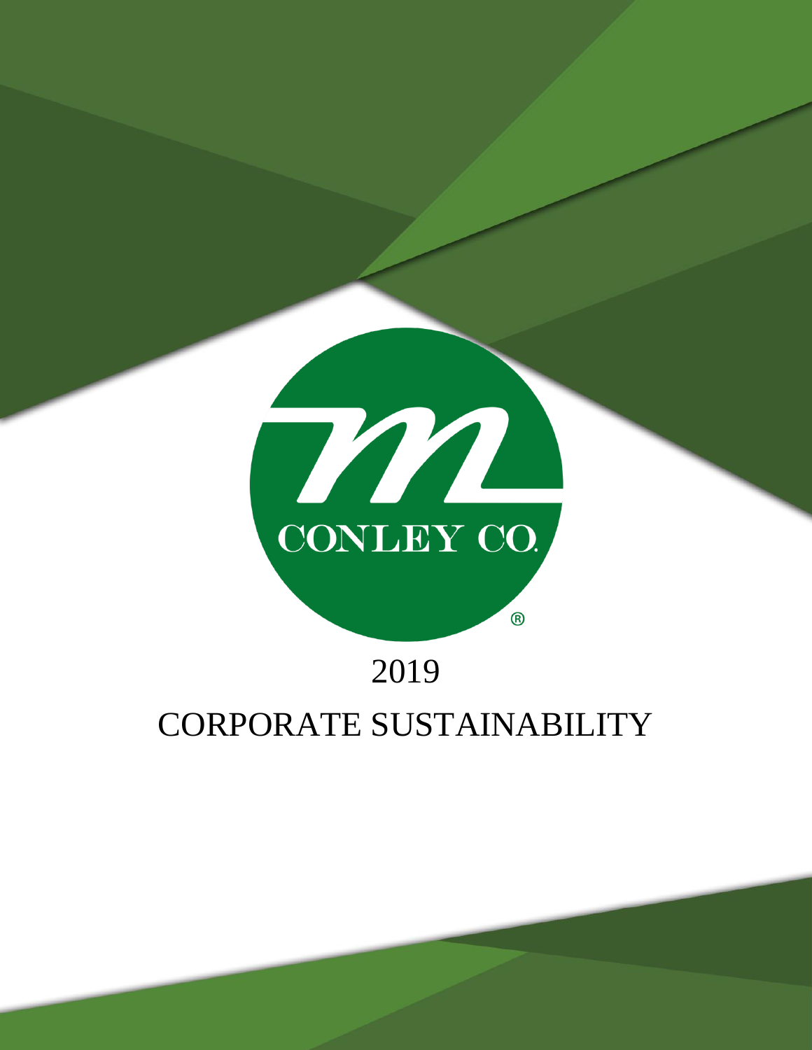M CONLEY CO.®

# 2019

# CORPORATE SUSTAINABILITY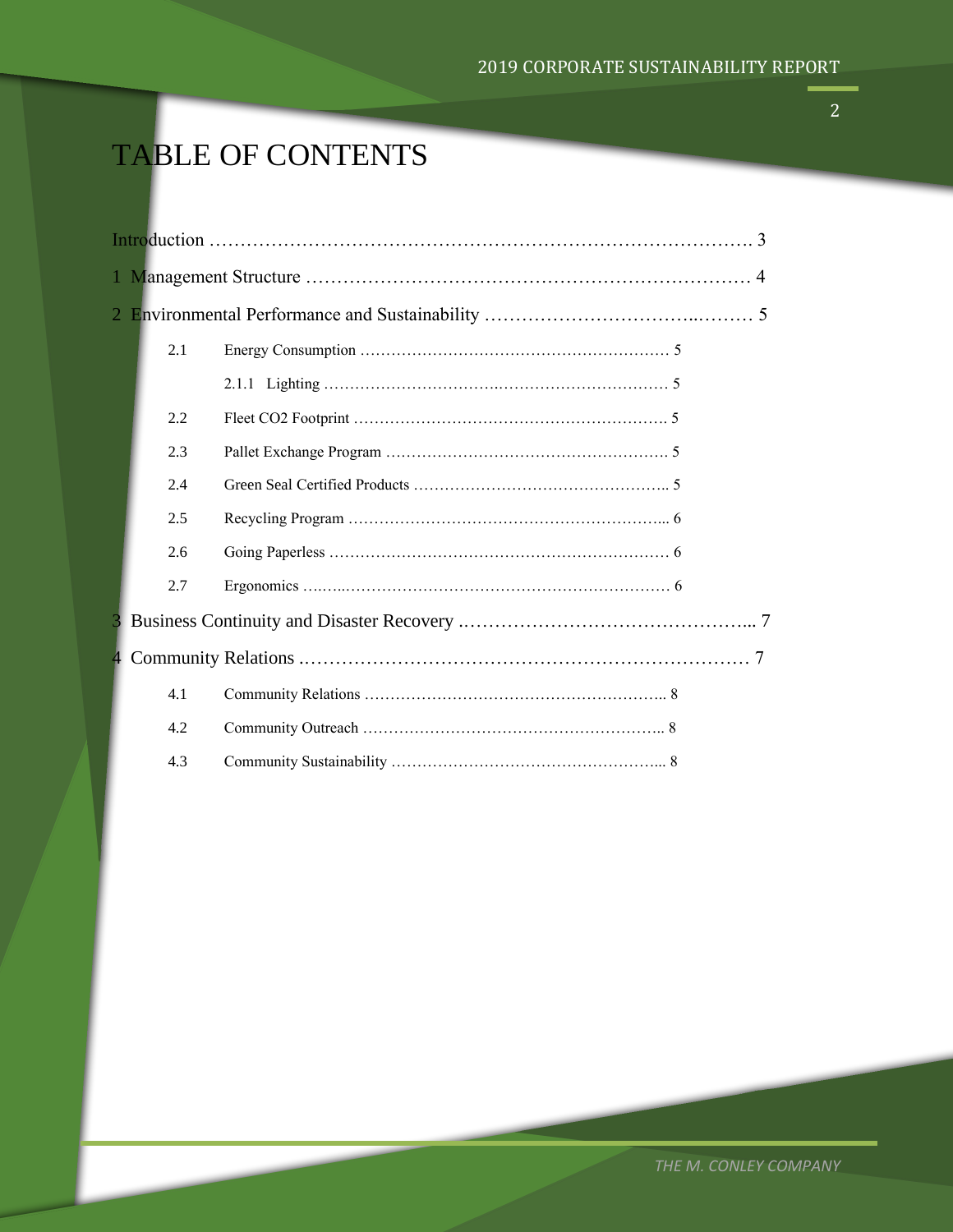# TABLE OF CONTENTS

Introduction ……………………………………………………………………………. 3

1 Management Structure ……………………………………………………………… 4

2 Environmental Performance and Sustainability ……………………………..……… 5

- 2.1 Energy Consumption …………………………………………………… 5
  - 2.1.1 Lighting ……………………………….…………………………… 5
- 2.2 Fleet $CO_2$ Footprint ……………………………………………………. 5
- 2.3 Pallet Exchange Program ………………………………………………. 5
- 2.4 Green Seal Certified Products ………………………………………….. 5
- 2.5 Recycling Program ……………………………………………………... 6
- 2.6 Going Paperless ………………………………………………………… 6
- 2.7 Ergonomics …...…...…………………………………………………… 6

3 Business Continuity and Disaster Recovery .………………………………………... 7

4 Community Relations ………………………………………………………………… 7

- 4.1 Community Relations ………………………………………………….. 8
- 4.2 Community Outreach ………………………………………………….. 8
- 4.3 Community Sustainability ……………………………………………... 8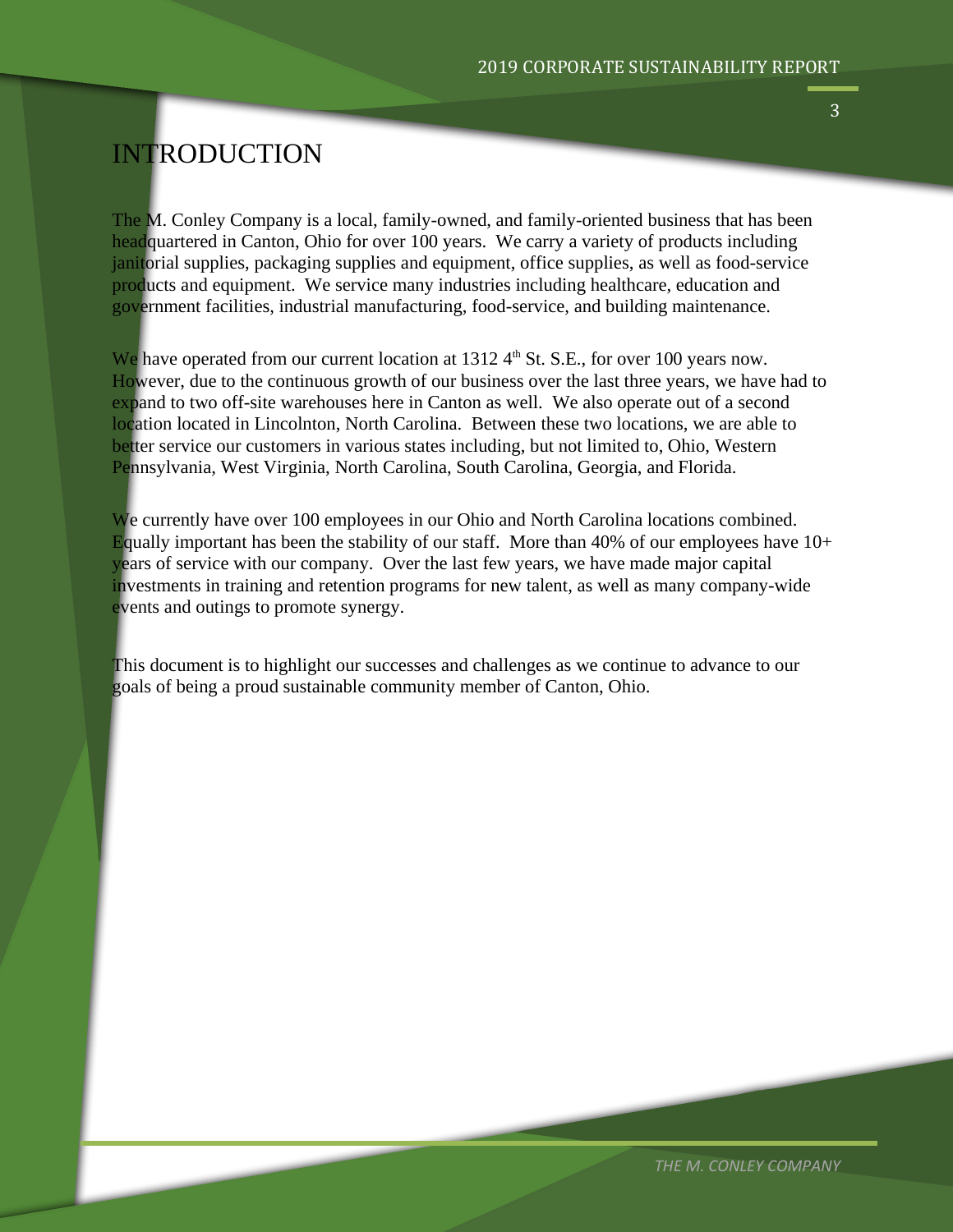# INTRODUCTION

The M. Conley Company is a local, family-owned, and family-oriented business that has been headquartered in Canton, Ohio for over 100 years. We carry a variety of products including janitorial supplies, packaging supplies and equipment, office supplies, as well as food-service products and equipment. We service many industries including healthcare, education and government facilities, industrial manufacturing, food-service, and building maintenance.

We have operated from our current location at 1312 4th St. S.E., for over 100 years now. However, due to the continuous growth of our business over the last three years, we have had to expand to two off-site warehouses here in Canton as well. We also operate out of a second location located in Lincolnton, North Carolina. Between these two locations, we are able to better service our customers in various states including, but not limited to, Ohio, Western Pennsylvania, West Virginia, North Carolina, South Carolina, Georgia, and Florida.

We currently have over 100 employees in our Ohio and North Carolina locations combined. Equally important has been the stability of our staff. More than 40% of our employees have 10+ years of service with our company. Over the last few years, we have made major capital investments in training and retention programs for new talent, as well as many company-wide events and outings to promote synergy.

This document is to highlight our successes and challenges as we continue to advance to our goals of being a proud sustainable community member of Canton, Ohio.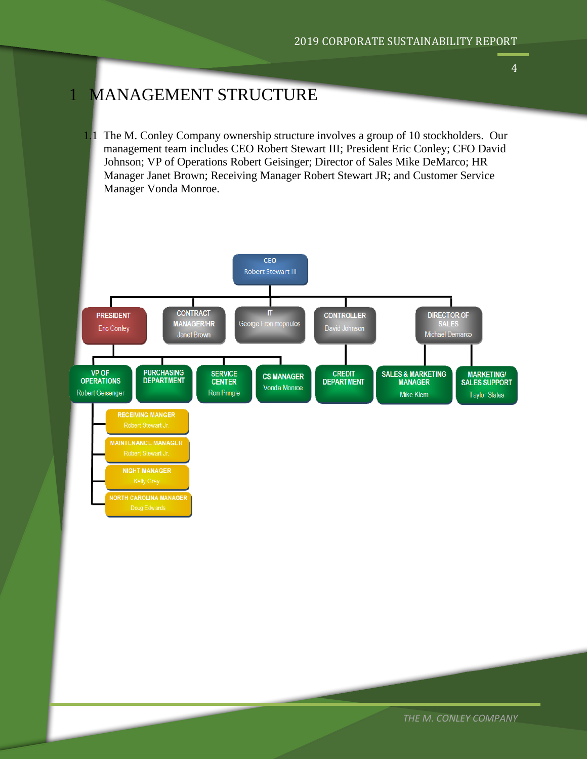# 1 MANAGEMENT STRUCTURE

1.1 The M. Conley Company ownership structure involves a group of 10 stockholders. Our management team includes CEO Robert Stewart III; President Eric Conley; CFO David Johnson; VP of Operations Robert Geisinger; Director of Sales Mike DeMarco; HR Manager Janet Brown; Receiving Manager Robert Stewart JR; and Customer Service Manager Vonda Monroe.

- **CEO** – Robert Stewart III
  - **PRESIDENT** – Eric Conley
    - **VP OF OPERATIONS** – Robert Geisenger
      - **RECEIVING MANGER** – Robert Stewart Jr.
      - **MAINTENANCE MANAGER** – Robert Stewart Jr.
      - **NIGHT MANAGER** – Kelly Gray
      - **NORTH CAROLINA MANAGER** – Doug Edwards
    - **PURCHASING DEPARTMENT**
    - **SERVICE CENTER** – Ron Pringle
    - **CS MANAGER** – Vonda Monroe
  - **CONTRACT MANAGER/HR** – Janet Brown
  - **IT** – George Fronimopoulos
  - **CONTROLLER** – David Johnson
    - **CREDIT DEPARTMENT**
  - **DIRECTOR OF SALES** – Michael Demarco
    - **SALES & MARKETING MANAGER** – Mike Klem
    - **MARKETING/ SALES SUPPORT** – Taylor Slates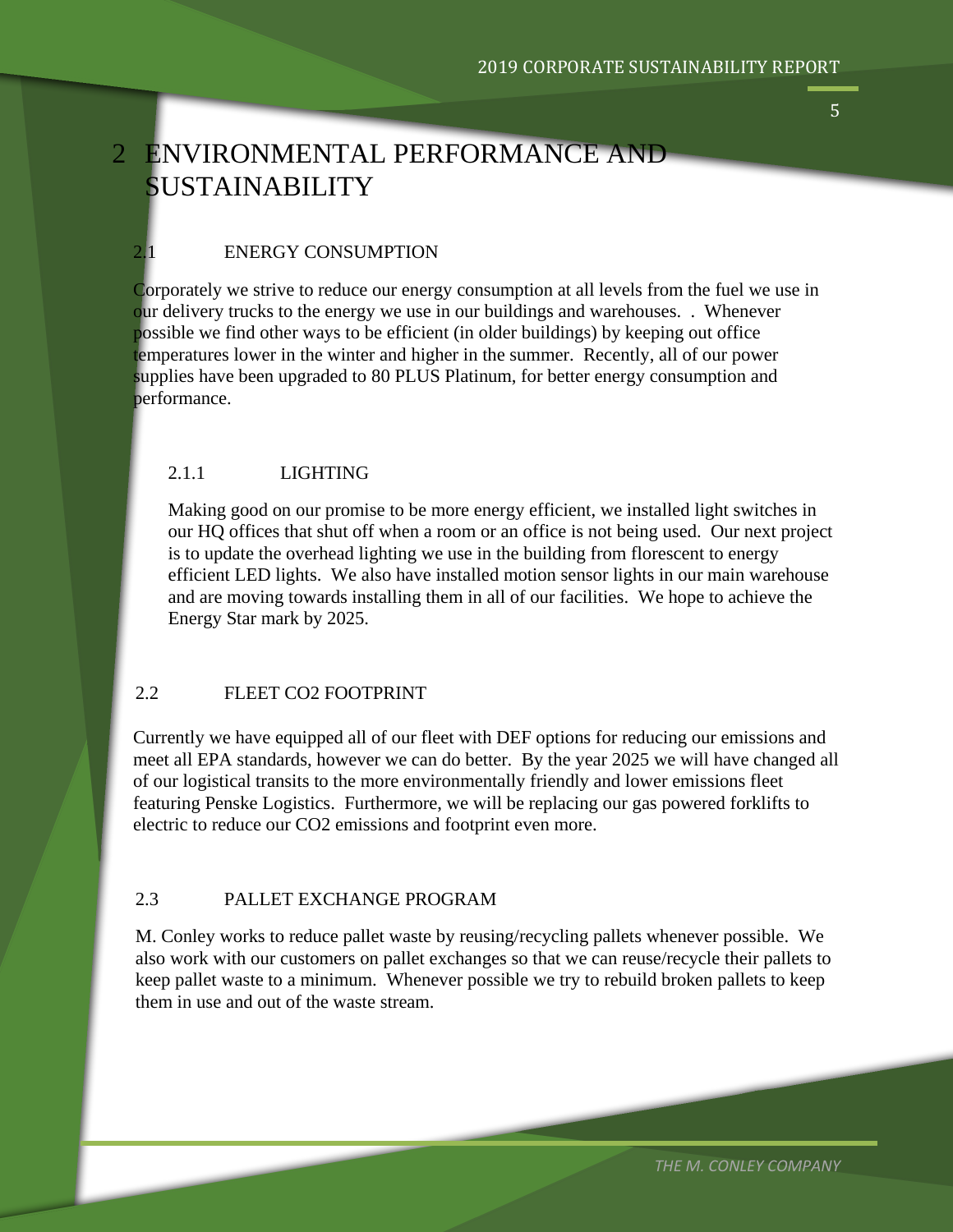# 2 ENVIRONMENTAL PERFORMANCE AND SUSTAINABILITY

## 2.1 ENERGY CONSUMPTION

Corporately we strive to reduce our energy consumption at all levels from the fuel we use in our delivery trucks to the energy we use in our buildings and warehouses. . Whenever possible we find other ways to be efficient (in older buildings) by keeping out office temperatures lower in the winter and higher in the summer. Recently, all of our power supplies have been upgraded to 80 PLUS Platinum, for better energy consumption and performance.

### 2.1.1 LIGHTING

Making good on our promise to be more energy efficient, we installed light switches in our HQ offices that shut off when a room or an office is not being used. Our next project is to update the overhead lighting we use in the building from florescent to energy efficient LED lights. We also have installed motion sensor lights in our main warehouse and are moving towards installing them in all of our facilities. We hope to achieve the Energy Star mark by 2025.

## 2.2 FLEET CO2 FOOTPRINT

Currently we have equipped all of our fleet with DEF options for reducing our emissions and meet all EPA standards, however we can do better. By the year 2025 we will have changed all of our logistical transits to the more environmentally friendly and lower emissions fleet featuring Penske Logistics. Furthermore, we will be replacing our gas powered forklifts to electric to reduce our $CO_2$ emissions and footprint even more.

## 2.3 PALLET EXCHANGE PROGRAM

M. Conley works to reduce pallet waste by reusing/recycling pallets whenever possible. We also work with our customers on pallet exchanges so that we can reuse/recycle their pallets to keep pallet waste to a minimum. Whenever possible we try to rebuild broken pallets to keep them in use and out of the waste stream.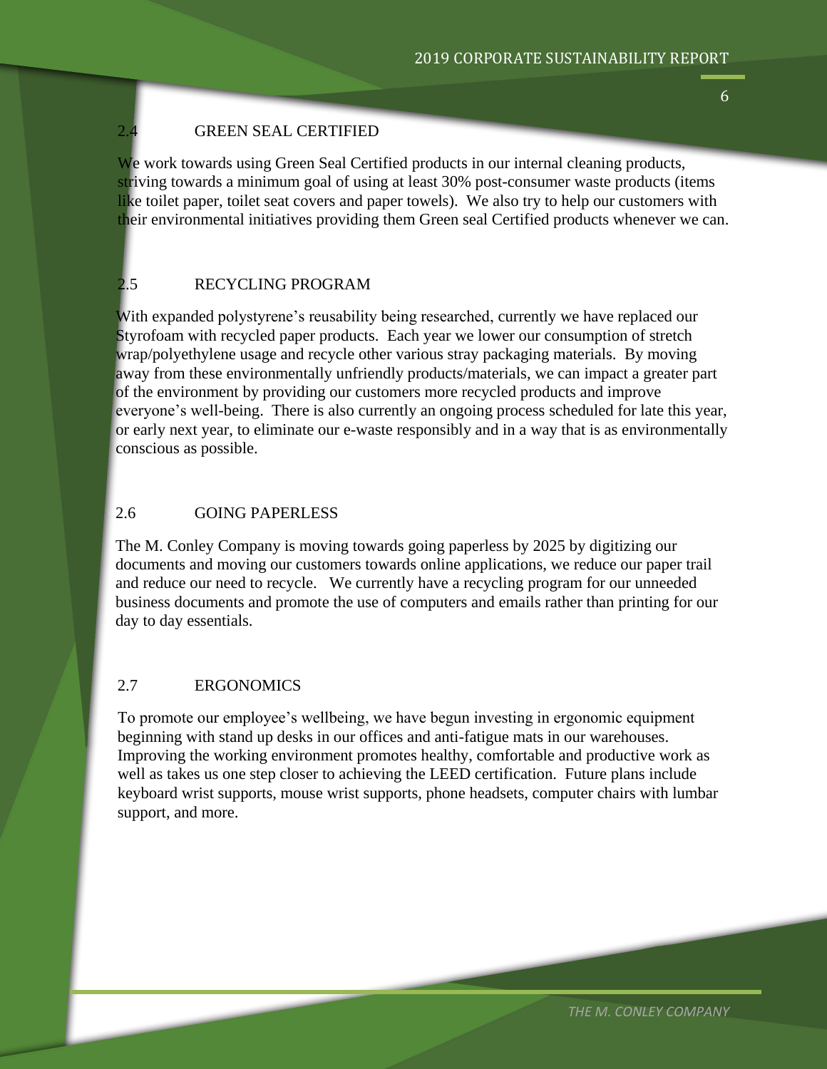## 2.4 GREEN SEAL CERTIFIED

We work towards using Green Seal Certified products in our internal cleaning products, striving towards a minimum goal of using at least 30% post-consumer waste products (items like toilet paper, toilet seat covers and paper towels). We also try to help our customers with their environmental initiatives providing them Green seal Certified products whenever we can.

## 2.5 RECYCLING PROGRAM

With expanded polystyrene's reusability being researched, currently we have replaced our Styrofoam with recycled paper products. Each year we lower our consumption of stretch wrap/polyethylene usage and recycle other various stray packaging materials. By moving away from these environmentally unfriendly products/materials, we can impact a greater part of the environment by providing our customers more recycled products and improve everyone's well-being. There is also currently an ongoing process scheduled for late this year, or early next year, to eliminate our e-waste responsibly and in a way that is as environmentally conscious as possible.

## 2.6 GOING PAPERLESS

The M. Conley Company is moving towards going paperless by 2025 by digitizing our documents and moving our customers towards online applications, we reduce our paper trail and reduce our need to recycle. We currently have a recycling program for our unneeded business documents and promote the use of computers and emails rather than printing for our day to day essentials.

## 2.7 ERGONOMICS

To promote our employee's wellbeing, we have begun investing in ergonomic equipment beginning with stand up desks in our offices and anti-fatigue mats in our warehouses. Improving the working environment promotes healthy, comfortable and productive work as well as takes us one step closer to achieving the LEED certification. Future plans include keyboard wrist supports, mouse wrist supports, phone headsets, computer chairs with lumbar support, and more.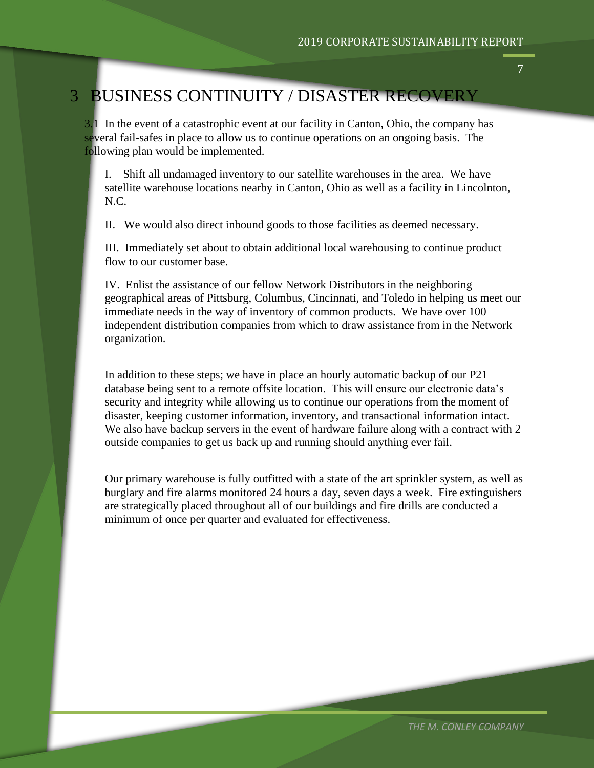# 3 BUSINESS CONTINUITY / DISASTER RECOVERY

3.1 In the event of a catastrophic event at our facility in Canton, Ohio, the company has several fail-safes in place to allow us to continue operations on an ongoing basis. The following plan would be implemented.

I. Shift all undamaged inventory to our satellite warehouses in the area. We have satellite warehouse locations nearby in Canton, Ohio as well as a facility in Lincolnton, N.C.

II. We would also direct inbound goods to those facilities as deemed necessary.

III. Immediately set about to obtain additional local warehousing to continue product flow to our customer base.

IV. Enlist the assistance of our fellow Network Distributors in the neighboring geographical areas of Pittsburg, Columbus, Cincinnati, and Toledo in helping us meet our immediate needs in the way of inventory of common products. We have over 100 independent distribution companies from which to draw assistance from in the Network organization.

In addition to these steps; we have in place an hourly automatic backup of our P21 database being sent to a remote offsite location. This will ensure our electronic data's security and integrity while allowing us to continue our operations from the moment of disaster, keeping customer information, inventory, and transactional information intact. We also have backup servers in the event of hardware failure along with a contract with 2 outside companies to get us back up and running should anything ever fail.

Our primary warehouse is fully outfitted with a state of the art sprinkler system, as well as burglary and fire alarms monitored 24 hours a day, seven days a week. Fire extinguishers are strategically placed throughout all of our buildings and fire drills are conducted a minimum of once per quarter and evaluated for effectiveness.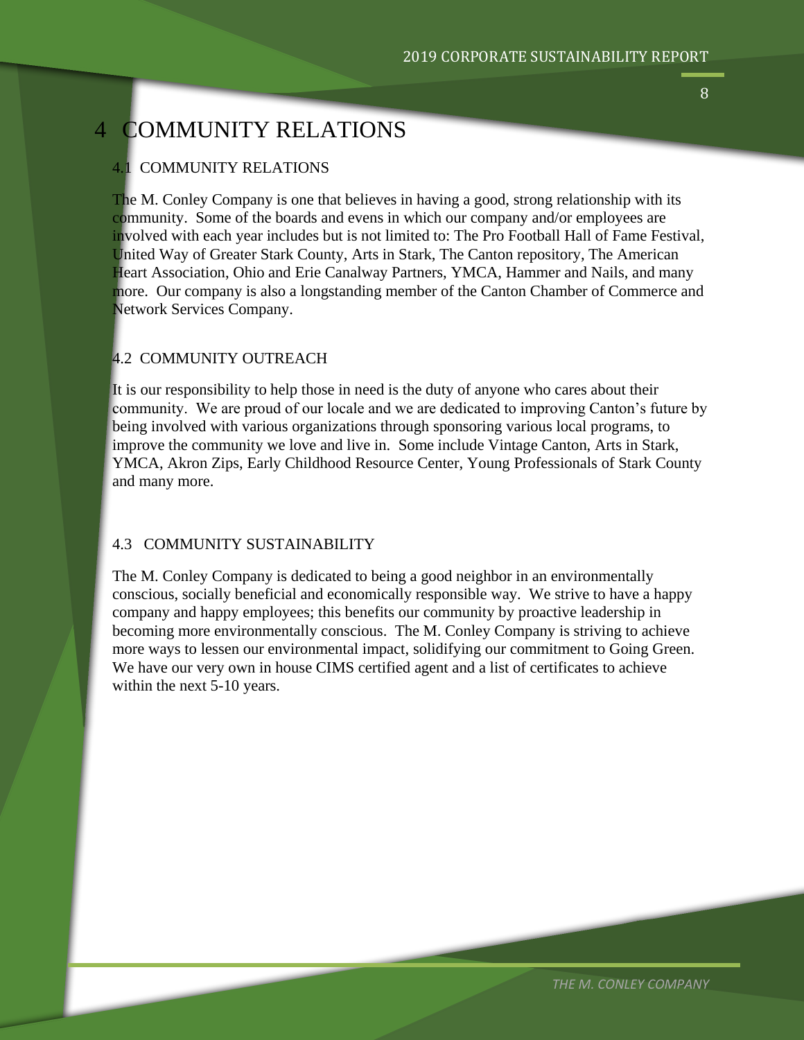# 4 COMMUNITY RELATIONS

## 4.1 COMMUNITY RELATIONS

The M. Conley Company is one that believes in having a good, strong relationship with its community. Some of the boards and evens in which our company and/or employees are involved with each year includes but is not limited to: The Pro Football Hall of Fame Festival, United Way of Greater Stark County, Arts in Stark, The Canton repository, The American Heart Association, Ohio and Erie Canalway Partners, YMCA, Hammer and Nails, and many more. Our company is also a longstanding member of the Canton Chamber of Commerce and Network Services Company.

## 4.2 COMMUNITY OUTREACH

It is our responsibility to help those in need is the duty of anyone who cares about their community. We are proud of our locale and we are dedicated to improving Canton's future by being involved with various organizations through sponsoring various local programs, to improve the community we love and live in. Some include Vintage Canton, Arts in Stark, YMCA, Akron Zips, Early Childhood Resource Center, Young Professionals of Stark County and many more.

## 4.3 COMMUNITY SUSTAINABILITY

The M. Conley Company is dedicated to being a good neighbor in an environmentally conscious, socially beneficial and economically responsible way. We strive to have a happy company and happy employees; this benefits our community by proactive leadership in becoming more environmentally conscious. The M. Conley Company is striving to achieve more ways to lessen our environmental impact, solidifying our commitment to Going Green. We have our very own in house CIMS certified agent and a list of certificates to achieve within the next 5-10 years.